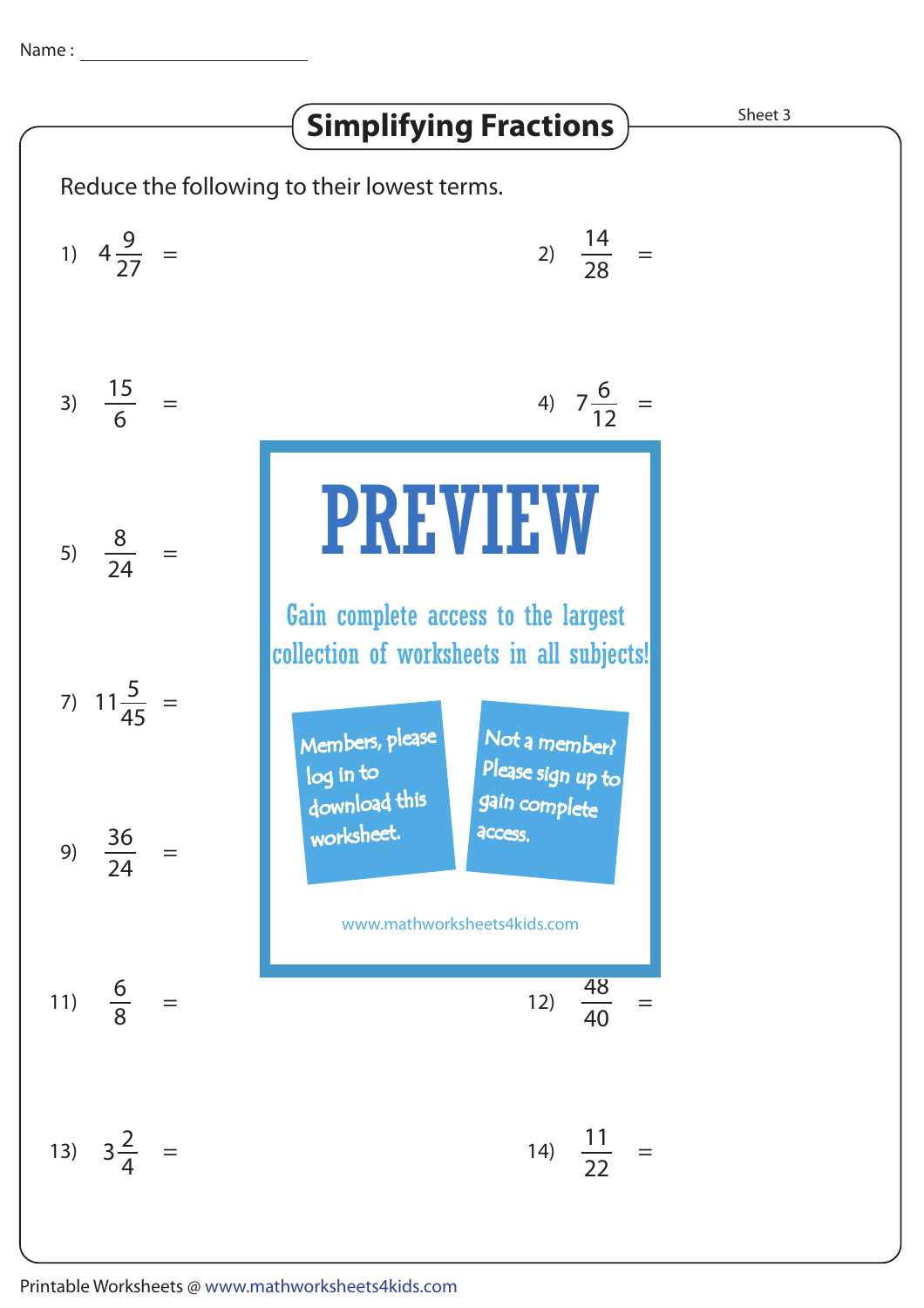Name : ______________________

# Simplifying Fractions

Sheet 3

Reduce the following to their lowest terms.

1) $4\frac{9}{27}$ =

2) $\frac{14}{28}$ =

3) $\frac{15}{6}$ =

4) $7\frac{6}{12}$ =

5) $\frac{8}{24}$ =

7) $11\frac{5}{45}$ =

9) $\frac{36}{24}$ =

11) $\frac{6}{8}$ =

12) $\frac{48}{40}$ =

13) $3\frac{2}{4}$ =

14) $\frac{11}{22}$ =

**PREVIEW**

Gain complete access to the largest collection of worksheets in all subjects!

Members, please log in to download this worksheet.

Not a member? Please sign up to gain complete access.

www.mathworksheets4kids.com

Printable Worksheets @ www.mathworksheets4kids.com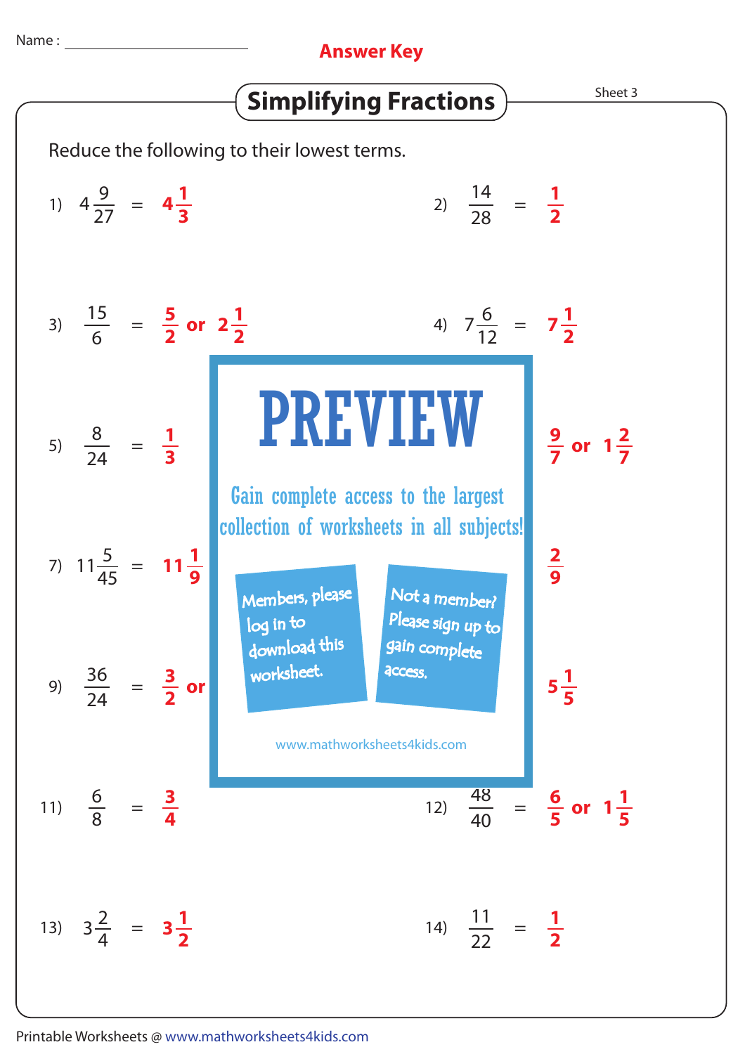Name : ________________________

**Answer Key**

# Simplifying Fractions

Sheet 3

Reduce the following to their lowest terms.

1) $4\frac{9}{27} = 4\frac{1}{3}$

2) $\frac{14}{28} = \frac{1}{2}$

3) $\frac{15}{6} = \frac{5}{2}$ or $2\frac{1}{2}$

4) $7\frac{6}{12} = 7\frac{1}{2}$

5) $\frac{8}{24} = \frac{1}{3}$

6) $\frac{9}{7}$ or $1\frac{2}{7}$

7) $11\frac{5}{45} = 11\frac{1}{9}$

8) $\frac{2}{9}$

9) $\frac{36}{24} = \frac{3}{2}$ or

10) $5\frac{1}{5}$

11) $\frac{6}{8} = \frac{3}{4}$

12) $\frac{48}{40} = \frac{6}{5}$ or $1\frac{1}{5}$

13) $3\frac{2}{4} = 3\frac{1}{2}$

14) $\frac{11}{22} = \frac{1}{2}$

**PREVIEW**

Gain complete access to the largest collection of worksheets in all subjects!

Members, please log in to download this worksheet.

Not a member? Please sign up to gain complete access.

www.mathworksheets4kids.com

Printable Worksheets @ www.mathworksheets4kids.com